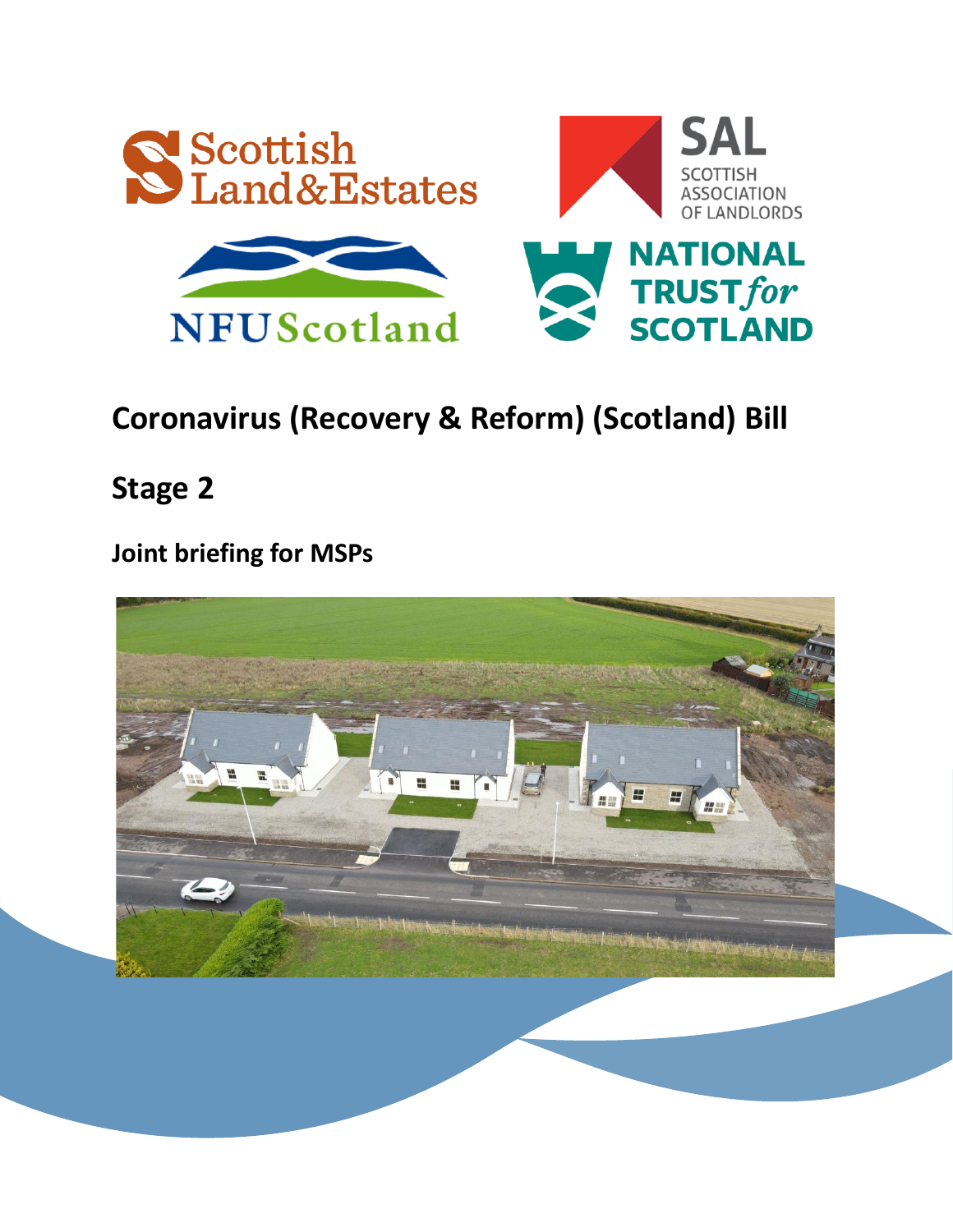# Coronavirus (Recovery & Reform) (Scotland) Bill

## Stage 2

### Joint briefing for MSPs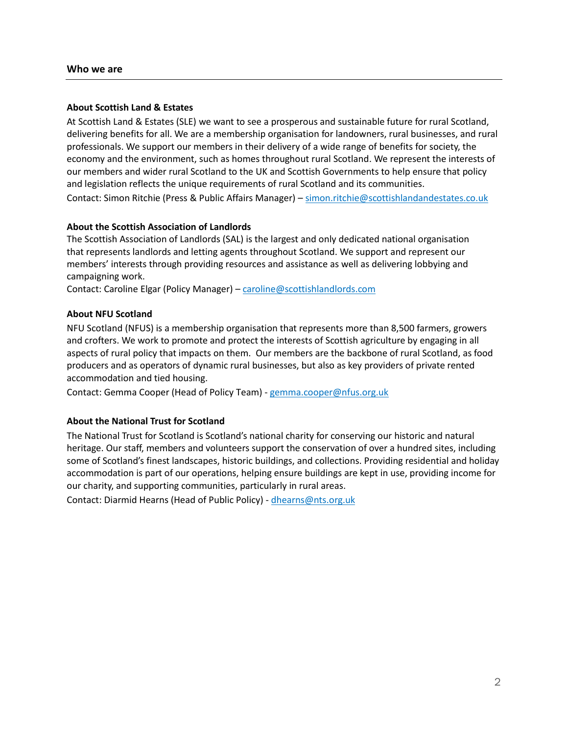## Who we are

### About Scottish Land & Estates

At Scottish Land & Estates (SLE) we want to see a prosperous and sustainable future for rural Scotland, delivering benefits for all. We are a membership organisation for landowners, rural businesses, and rural professionals. We support our members in their delivery of a wide range of benefits for society, the economy and the environment, such as homes throughout rural Scotland. We represent the interests of our members and wider rural Scotland to the UK and Scottish Governments to help ensure that policy and legislation reflects the unique requirements of rural Scotland and its communities.

Contact: Simon Ritchie (Press & Public Affairs Manager) – simon.ritchie@scottishlandandestates.co.uk

### About the Scottish Association of Landlords

The Scottish Association of Landlords (SAL) is the largest and only dedicated national organisation that represents landlords and letting agents throughout Scotland. We support and represent our members' interests through providing resources and assistance as well as delivering lobbying and campaigning work.

Contact: Caroline Elgar (Policy Manager) – caroline@scottishlandlords.com

### About NFU Scotland

NFU Scotland (NFUS) is a membership organisation that represents more than 8,500 farmers, growers and crofters. We work to promote and protect the interests of Scottish agriculture by engaging in all aspects of rural policy that impacts on them. Our members are the backbone of rural Scotland, as food producers and as operators of dynamic rural businesses, but also as key providers of private rented accommodation and tied housing.

Contact: Gemma Cooper (Head of Policy Team) - gemma.cooper@nfus.org.uk

### About the National Trust for Scotland

The National Trust for Scotland is Scotland's national charity for conserving our historic and natural heritage. Our staff, members and volunteers support the conservation of over a hundred sites, including some of Scotland's finest landscapes, historic buildings, and collections. Providing residential and holiday accommodation is part of our operations, helping ensure buildings are kept in use, providing income for our charity, and supporting communities, particularly in rural areas.

Contact: Diarmid Hearns (Head of Public Policy) - dhearns@nts.org.uk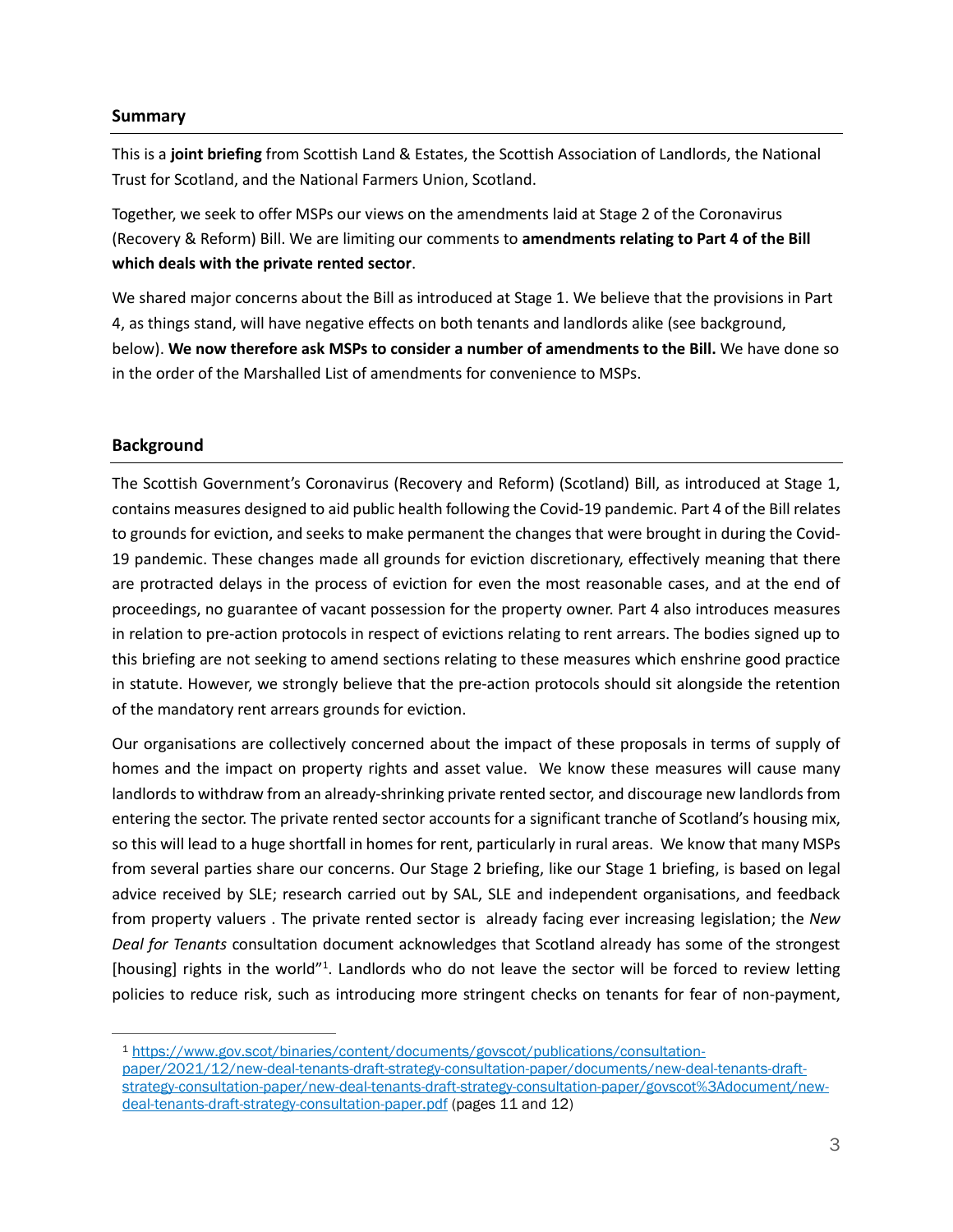## Summary

This is a **joint briefing** from Scottish Land & Estates, the Scottish Association of Landlords, the National Trust for Scotland, and the National Farmers Union, Scotland.

Together, we seek to offer MSPs our views on the amendments laid at Stage 2 of the Coronavirus (Recovery & Reform) Bill. We are limiting our comments to **amendments relating to Part 4 of the Bill which deals with the private rented sector**.

We shared major concerns about the Bill as introduced at Stage 1. We believe that the provisions in Part 4, as things stand, will have negative effects on both tenants and landlords alike (see background, below). **We now therefore ask MSPs to consider a number of amendments to the Bill.** We have done so in the order of the Marshalled List of amendments for convenience to MSPs.

## Background

The Scottish Government's Coronavirus (Recovery and Reform) (Scotland) Bill, as introduced at Stage 1, contains measures designed to aid public health following the Covid-19 pandemic. Part 4 of the Bill relates to grounds for eviction, and seeks to make permanent the changes that were brought in during the Covid-19 pandemic. These changes made all grounds for eviction discretionary, effectively meaning that there are protracted delays in the process of eviction for even the most reasonable cases, and at the end of proceedings, no guarantee of vacant possession for the property owner. Part 4 also introduces measures in relation to pre-action protocols in respect of evictions relating to rent arrears. The bodies signed up to this briefing are not seeking to amend sections relating to these measures which enshrine good practice in statute. However, we strongly believe that the pre-action protocols should sit alongside the retention of the mandatory rent arrears grounds for eviction.

Our organisations are collectively concerned about the impact of these proposals in terms of supply of homes and the impact on property rights and asset value. We know these measures will cause many landlords to withdraw from an already-shrinking private rented sector, and discourage new landlords from entering the sector. The private rented sector accounts for a significant tranche of Scotland's housing mix, so this will lead to a huge shortfall in homes for rent, particularly in rural areas. We know that many MSPs from several parties share our concerns. Our Stage 2 briefing, like our Stage 1 briefing, is based on legal advice received by SLE; research carried out by SAL, SLE and independent organisations, and feedback from property valuers . The private rented sector is already facing ever increasing legislation; the *New Deal for Tenants* consultation document acknowledges that Scotland already has some of the strongest [housing] rights in the world"[1]. Landlords who do not leave the sector will be forced to review letting policies to reduce risk, such as introducing more stringent checks on tenants for fear of non-payment,

[1] https://www.gov.scot/binaries/content/documents/govscot/publications/consultation-paper/2021/12/new-deal-tenants-draft-strategy-consultation-paper/documents/new-deal-tenants-draft-strategy-consultation-paper/new-deal-tenants-draft-strategy-consultation-paper/govscot%3Adocument/new-deal-tenants-draft-strategy-consultation-paper.pdf (pages 11 and 12)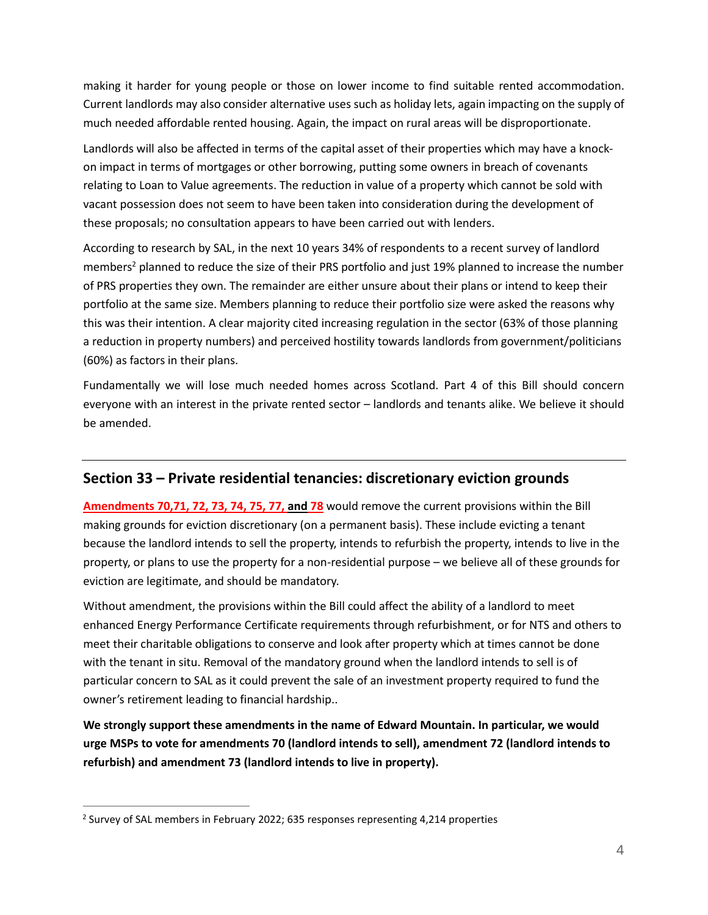making it harder for young people or those on lower income to find suitable rented accommodation. Current landlords may also consider alternative uses such as holiday lets, again impacting on the supply of much needed affordable rented housing. Again, the impact on rural areas will be disproportionate.

Landlords will also be affected in terms of the capital asset of their properties which may have a knock-on impact in terms of mortgages or other borrowing, putting some owners in breach of covenants relating to Loan to Value agreements. The reduction in value of a property which cannot be sold with vacant possession does not seem to have been taken into consideration during the development of these proposals; no consultation appears to have been carried out with lenders.

According to research by SAL, in the next 10 years 34% of respondents to a recent survey of landlord members[2] planned to reduce the size of their PRS portfolio and just 19% planned to increase the number of PRS properties they own. The remainder are either unsure about their plans or intend to keep their portfolio at the same size. Members planning to reduce their portfolio size were asked the reasons why this was their intention. A clear majority cited increasing regulation in the sector (63% of those planning a reduction in property numbers) and perceived hostility towards landlords from government/politicians (60%) as factors in their plans.

Fundamentally we will lose much needed homes across Scotland. Part 4 of this Bill should concern everyone with an interest in the private rented sector – landlords and tenants alike. We believe it should be amended.

---

## Section 33 – Private residential tenancies: discretionary eviction grounds

**Amendments 70,71, 72, 73, 74, 75, 77, and 78** would remove the current provisions within the Bill making grounds for eviction discretionary (on a permanent basis). These include evicting a tenant because the landlord intends to sell the property, intends to refurbish the property, intends to live in the property, or plans to use the property for a non-residential purpose – we believe all of these grounds for eviction are legitimate, and should be mandatory.

Without amendment, the provisions within the Bill could affect the ability of a landlord to meet enhanced Energy Performance Certificate requirements through refurbishment, or for NTS and others to meet their charitable obligations to conserve and look after property which at times cannot be done with the tenant in situ. Removal of the mandatory ground when the landlord intends to sell is of particular concern to SAL as it could prevent the sale of an investment property required to fund the owner's retirement leading to financial hardship..

**We strongly support these amendments in the name of Edward Mountain. In particular, we would urge MSPs to vote for amendments 70 (landlord intends to sell), amendment 72 (landlord intends to refurbish) and amendment 73 (landlord intends to live in property).**

---

[2] Survey of SAL members in February 2022; 635 responses representing 4,214 properties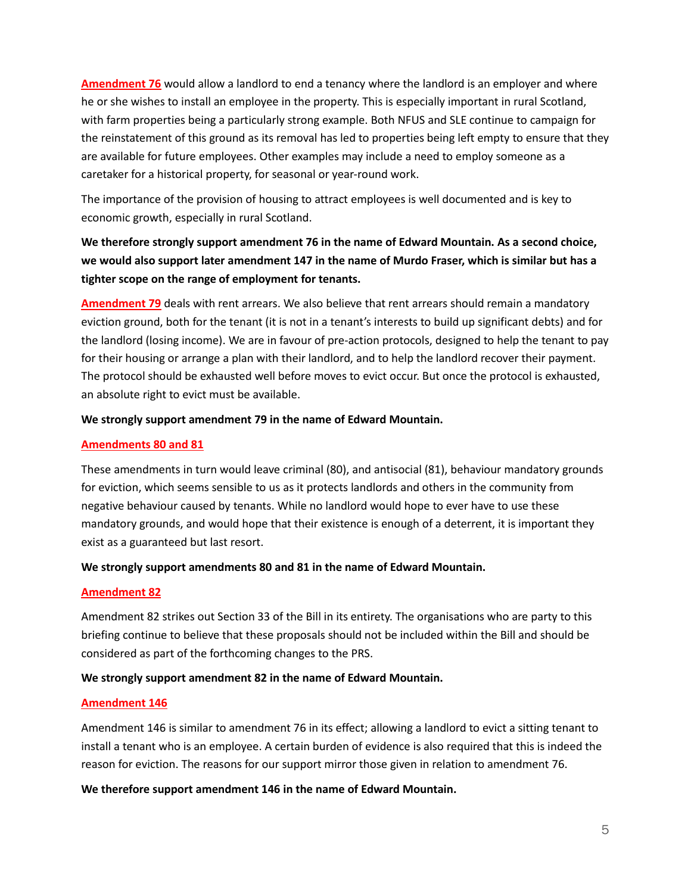**Amendment 76** would allow a landlord to end a tenancy where the landlord is an employer and where he or she wishes to install an employee in the property. This is especially important in rural Scotland, with farm properties being a particularly strong example. Both NFUS and SLE continue to campaign for the reinstatement of this ground as its removal has led to properties being left empty to ensure that they are available for future employees. Other examples may include a need to employ someone as a caretaker for a historical property, for seasonal or year-round work.

The importance of the provision of housing to attract employees is well documented and is key to economic growth, especially in rural Scotland.

**We therefore strongly support amendment 76 in the name of Edward Mountain. As a second choice, we would also support later amendment 147 in the name of Murdo Fraser, which is similar but has a tighter scope on the range of employment for tenants.**

**Amendment 79** deals with rent arrears. We also believe that rent arrears should remain a mandatory eviction ground, both for the tenant (it is not in a tenant's interests to build up significant debts) and for the landlord (losing income). We are in favour of pre-action protocols, designed to help the tenant to pay for their housing or arrange a plan with their landlord, and to help the landlord recover their payment. The protocol should be exhausted well before moves to evict occur. But once the protocol is exhausted, an absolute right to evict must be available.

**We strongly support amendment 79 in the name of Edward Mountain.**

**Amendments 80 and 81**

These amendments in turn would leave criminal (80), and antisocial (81), behaviour mandatory grounds for eviction, which seems sensible to us as it protects landlords and others in the community from negative behaviour caused by tenants. While no landlord would hope to ever have to use these mandatory grounds, and would hope that their existence is enough of a deterrent, it is important they exist as a guaranteed but last resort.

**We strongly support amendments 80 and 81 in the name of Edward Mountain.**

**Amendment 82**

Amendment 82 strikes out Section 33 of the Bill in its entirety. The organisations who are party to this briefing continue to believe that these proposals should not be included within the Bill and should be considered as part of the forthcoming changes to the PRS.

**We strongly support amendment 82 in the name of Edward Mountain.**

**Amendment 146**

Amendment 146 is similar to amendment 76 in its effect; allowing a landlord to evict a sitting tenant to install a tenant who is an employee. A certain burden of evidence is also required that this is indeed the reason for eviction. The reasons for our support mirror those given in relation to amendment 76.

**We therefore support amendment 146 in the name of Edward Mountain.**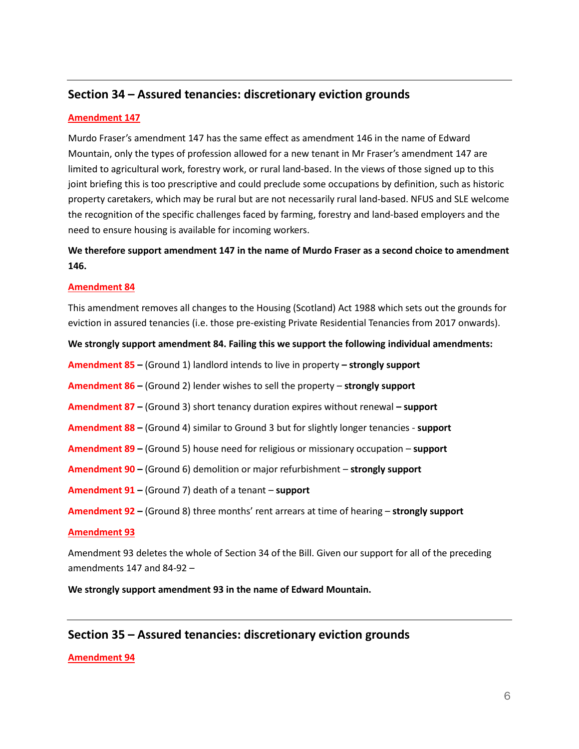## Section 34 – Assured tenancies: discretionary eviction grounds

**Amendment 147**

Murdo Fraser's amendment 147 has the same effect as amendment 146 in the name of Edward Mountain, only the types of profession allowed for a new tenant in Mr Fraser's amendment 147 are limited to agricultural work, forestry work, or rural land-based. In the views of those signed up to this joint briefing this is too prescriptive and could preclude some occupations by definition, such as historic property caretakers, which may be rural but are not necessarily rural land-based. NFUS and SLE welcome the recognition of the specific challenges faced by farming, forestry and land-based employers and the need to ensure housing is available for incoming workers.

**We therefore support amendment 147 in the name of Murdo Fraser as a second choice to amendment 146.**

**Amendment 84**

This amendment removes all changes to the Housing (Scotland) Act 1988 which sets out the grounds for eviction in assured tenancies (i.e. those pre-existing Private Residential Tenancies from 2017 onwards).

**We strongly support amendment 84. Failing this we support the following individual amendments:**

**Amendment 85 –** (Ground 1) landlord intends to live in property **– strongly support**

**Amendment 86 –** (Ground 2) lender wishes to sell the property – **strongly support**

**Amendment 87 –** (Ground 3) short tenancy duration expires without renewal **– support**

**Amendment 88 –** (Ground 4) similar to Ground 3 but for slightly longer tenancies - **support**

**Amendment 89 –** (Ground 5) house need for religious or missionary occupation – **support**

**Amendment 90 –** (Ground 6) demolition or major refurbishment – **strongly support**

**Amendment 91 –** (Ground 7) death of a tenant – **support**

**Amendment 92 –** (Ground 8) three months' rent arrears at time of hearing – **strongly support**

**Amendment 93**

Amendment 93 deletes the whole of Section 34 of the Bill. Given our support for all of the preceding amendments 147 and 84-92 –

**We strongly support amendment 93 in the name of Edward Mountain.**

## Section 35 – Assured tenancies: discretionary eviction grounds

**Amendment 94**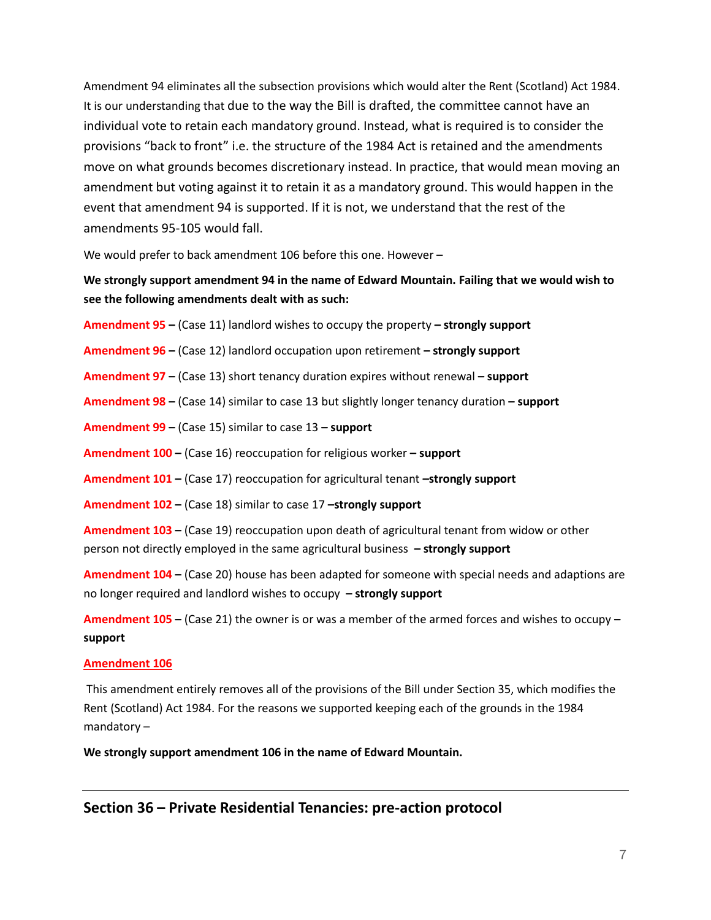Amendment 94 eliminates all the subsection provisions which would alter the Rent (Scotland) Act 1984. It is our understanding that due to the way the Bill is drafted, the committee cannot have an individual vote to retain each mandatory ground. Instead, what is required is to consider the provisions "back to front" i.e. the structure of the 1984 Act is retained and the amendments move on what grounds becomes discretionary instead. In practice, that would mean moving an amendment but voting against it to retain it as a mandatory ground. This would happen in the event that amendment 94 is supported. If it is not, we understand that the rest of the amendments 95-105 would fall.

We would prefer to back amendment 106 before this one. However –

**We strongly support amendment 94 in the name of Edward Mountain. Failing that we would wish to see the following amendments dealt with as such:**

**Amendment 95 –** (Case 11) landlord wishes to occupy the property **– strongly support**

**Amendment 96 –** (Case 12) landlord occupation upon retirement **– strongly support**

**Amendment 97 –** (Case 13) short tenancy duration expires without renewal **– support**

**Amendment 98 –** (Case 14) similar to case 13 but slightly longer tenancy duration **– support**

**Amendment 99 –** (Case 15) similar to case 13 **– support**

**Amendment 100 –** (Case 16) reoccupation for religious worker **– support**

**Amendment 101 –** (Case 17) reoccupation for agricultural tenant **–strongly support**

**Amendment 102 –** (Case 18) similar to case 17 **–strongly support**

**Amendment 103 –** (Case 19) reoccupation upon death of agricultural tenant from widow or other person not directly employed in the same agricultural business **– strongly support**

**Amendment 104 –** (Case 20) house has been adapted for someone with special needs and adaptions are no longer required and landlord wishes to occupy **– strongly support**

**Amendment 105 –** (Case 21) the owner is or was a member of the armed forces and wishes to occupy **– support**

**Amendment 106**

This amendment entirely removes all of the provisions of the Bill under Section 35, which modifies the Rent (Scotland) Act 1984. For the reasons we supported keeping each of the grounds in the 1984 mandatory –

**We strongly support amendment 106 in the name of Edward Mountain.**

---

## Section 36 – Private Residential Tenancies: pre-action protocol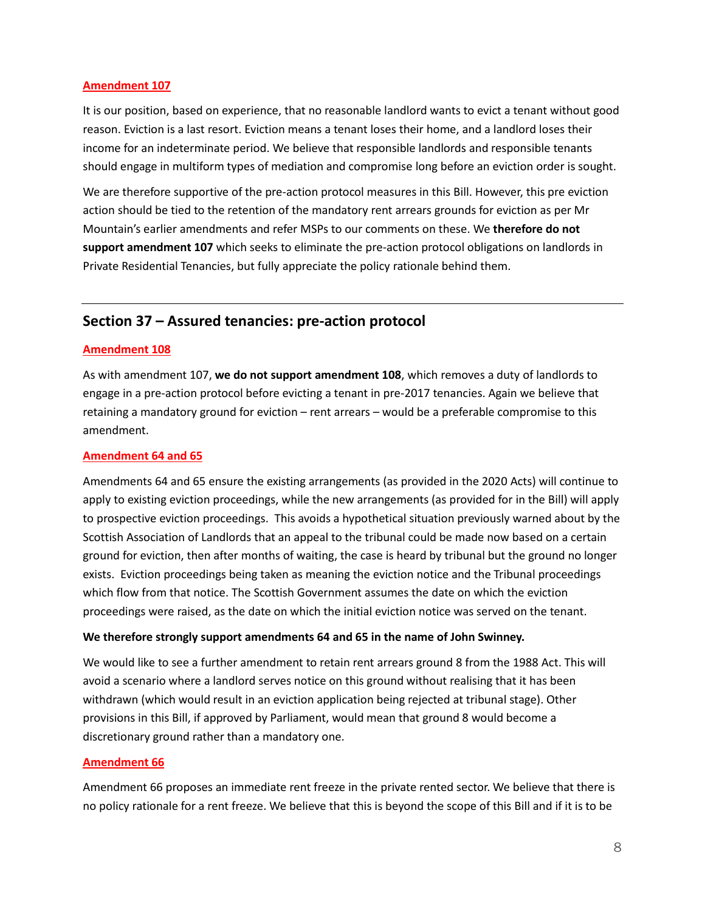**Amendment 107**

It is our position, based on experience, that no reasonable landlord wants to evict a tenant without good reason. Eviction is a last resort. Eviction means a tenant loses their home, and a landlord loses their income for an indeterminate period. We believe that responsible landlords and responsible tenants should engage in multiform types of mediation and compromise long before an eviction order is sought.

We are therefore supportive of the pre-action protocol measures in this Bill. However, this pre eviction action should be tied to the retention of the mandatory rent arrears grounds for eviction as per Mr Mountain's earlier amendments and refer MSPs to our comments on these. We **therefore do not support amendment 107** which seeks to eliminate the pre-action protocol obligations on landlords in Private Residential Tenancies, but fully appreciate the policy rationale behind them.

---

## Section 37 – Assured tenancies: pre-action protocol

**Amendment 108**

As with amendment 107, **we do not support amendment 108**, which removes a duty of landlords to engage in a pre-action protocol before evicting a tenant in pre-2017 tenancies. Again we believe that retaining a mandatory ground for eviction – rent arrears – would be a preferable compromise to this amendment.

**Amendment 64 and 65**

Amendments 64 and 65 ensure the existing arrangements (as provided in the 2020 Acts) will continue to apply to existing eviction proceedings, while the new arrangements (as provided for in the Bill) will apply to prospective eviction proceedings. This avoids a hypothetical situation previously warned about by the Scottish Association of Landlords that an appeal to the tribunal could be made now based on a certain ground for eviction, then after months of waiting, the case is heard by tribunal but the ground no longer exists. Eviction proceedings being taken as meaning the eviction notice and the Tribunal proceedings which flow from that notice. The Scottish Government assumes the date on which the eviction proceedings were raised, as the date on which the initial eviction notice was served on the tenant.

**We therefore strongly support amendments 64 and 65 in the name of John Swinney.**

We would like to see a further amendment to retain rent arrears ground 8 from the 1988 Act. This will avoid a scenario where a landlord serves notice on this ground without realising that it has been withdrawn (which would result in an eviction application being rejected at tribunal stage). Other provisions in this Bill, if approved by Parliament, would mean that ground 8 would become a discretionary ground rather than a mandatory one.

**Amendment 66**

Amendment 66 proposes an immediate rent freeze in the private rented sector. We believe that there is no policy rationale for a rent freeze. We believe that this is beyond the scope of this Bill and if it is to be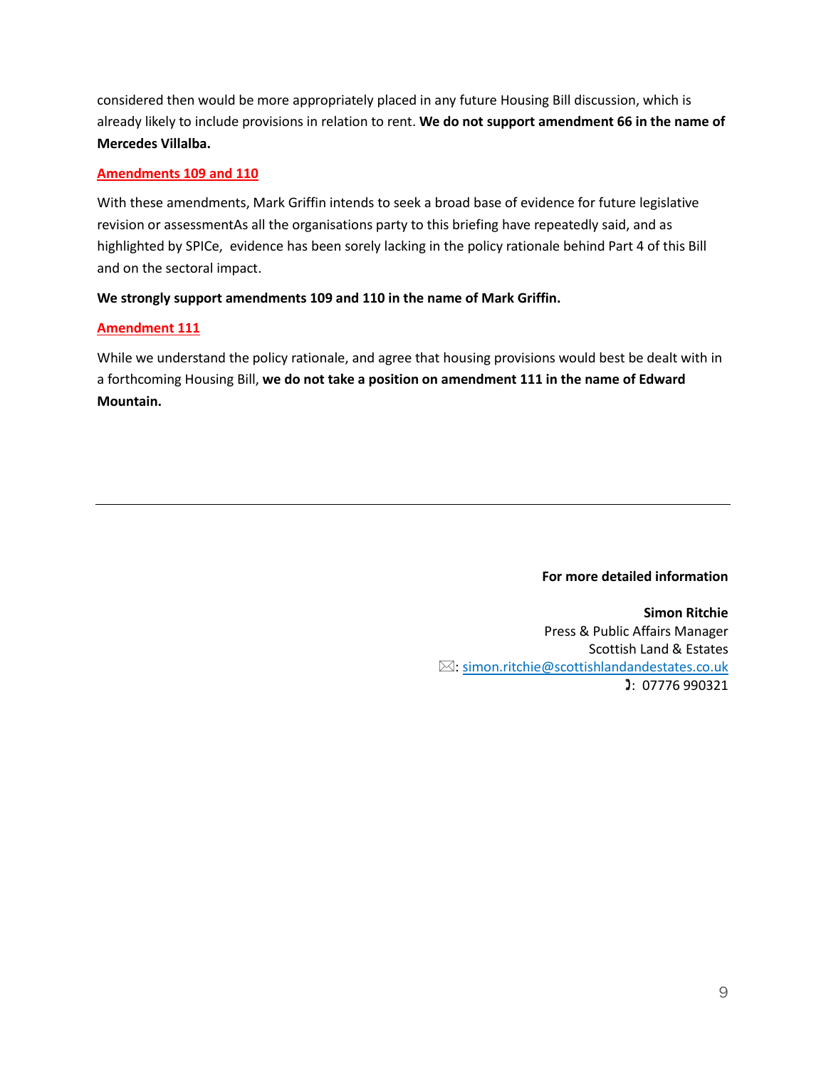considered then would be more appropriately placed in any future Housing Bill discussion, which is already likely to include provisions in relation to rent. **We do not support amendment 66 in the name of Mercedes Villalba.**

**Amendments 109 and 110**

With these amendments, Mark Griffin intends to seek a broad base of evidence for future legislative revision or assessmentAs all the organisations party to this briefing have repeatedly said, and as highlighted by SPICe, evidence has been sorely lacking in the policy rationale behind Part 4 of this Bill and on the sectoral impact.

**We strongly support amendments 109 and 110 in the name of Mark Griffin.**

**Amendment 111**

While we understand the policy rationale, and agree that housing provisions would best be dealt with in a forthcoming Housing Bill, **we do not take a position on amendment 111 in the name of Edward Mountain.**

---

**For more detailed information**

**Simon Ritchie**
Press & Public Affairs Manager
Scottish Land & Estates
✉: simon.ritchie@scottishlandandestates.co.uk
☎: 07776 990321